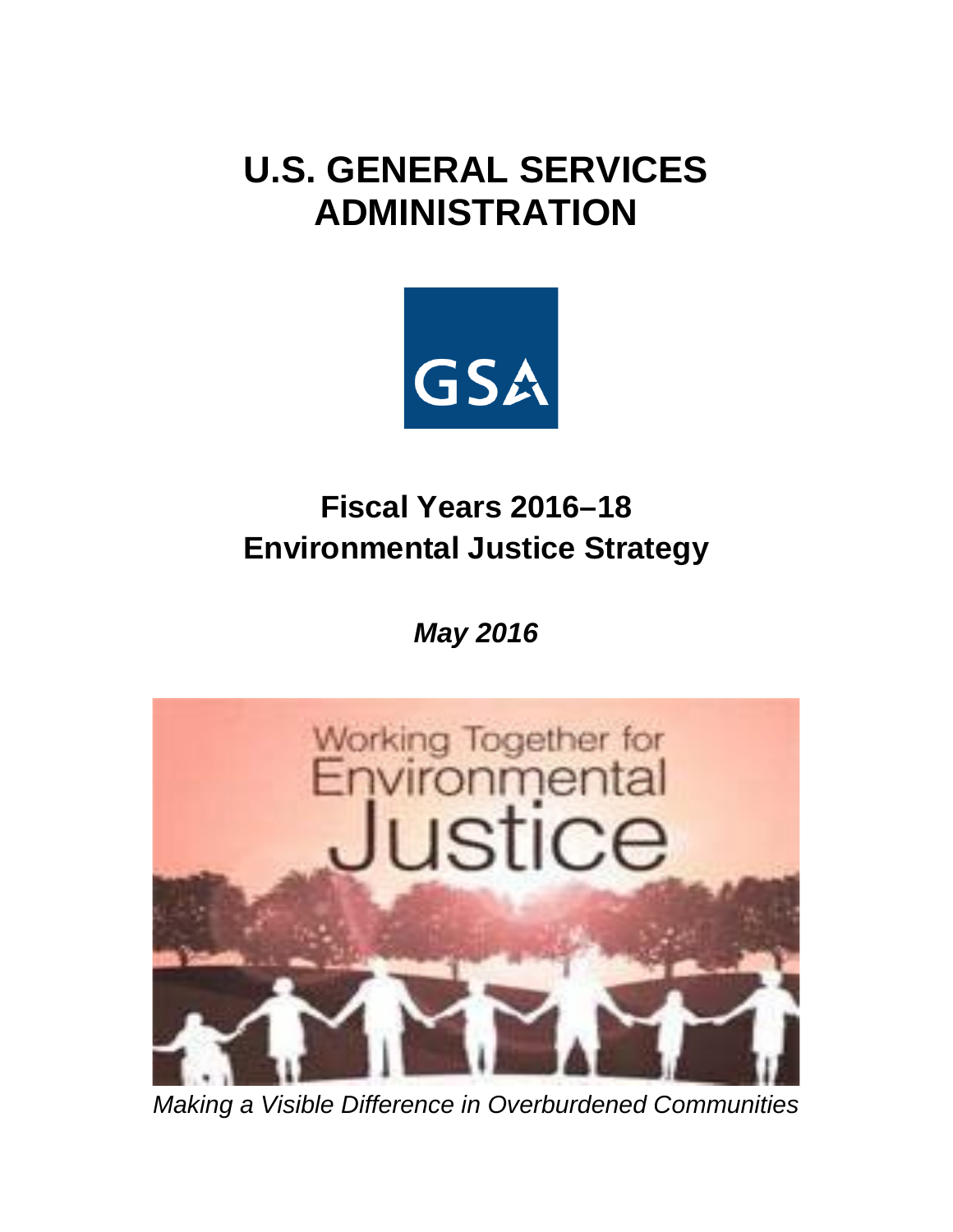# U.S. GENERAL SERVICES ADMINISTRATION

GSA

## Fiscal Years 2016–18 Environmental Justice Strategy

***May 2016***

Working Together for Environmental Justice

*Making a Visible Difference in Overburdened Communities*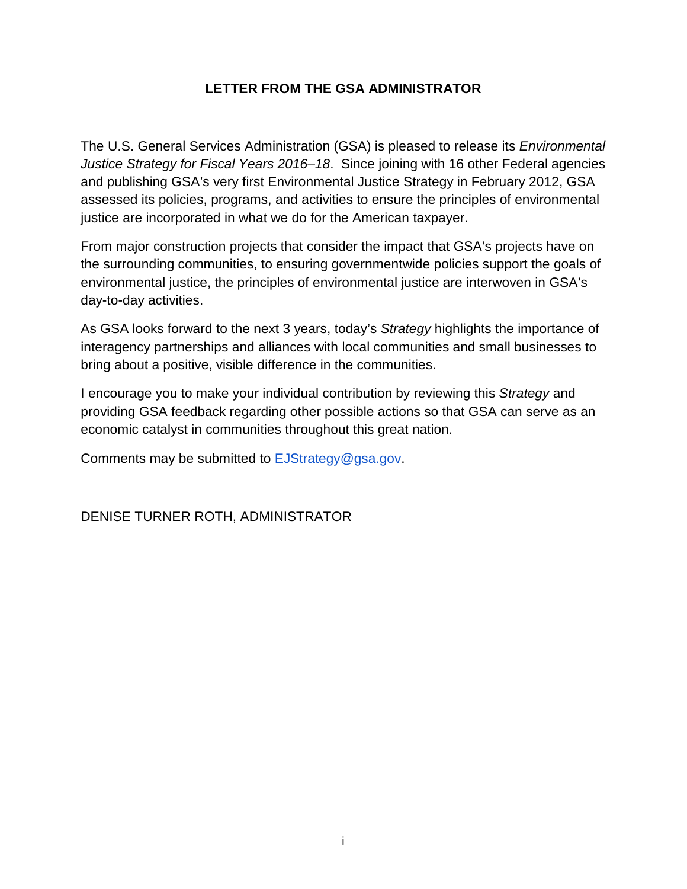# LETTER FROM THE GSA ADMINISTRATOR

The U.S. General Services Administration (GSA) is pleased to release its *Environmental Justice Strategy for Fiscal Years 2016–18*. Since joining with 16 other Federal agencies and publishing GSA's very first Environmental Justice Strategy in February 2012, GSA assessed its policies, programs, and activities to ensure the principles of environmental justice are incorporated in what we do for the American taxpayer.

From major construction projects that consider the impact that GSA's projects have on the surrounding communities, to ensuring governmentwide policies support the goals of environmental justice, the principles of environmental justice are interwoven in GSA's day-to-day activities.

As GSA looks forward to the next 3 years, today's *Strategy* highlights the importance of interagency partnerships and alliances with local communities and small businesses to bring about a positive, visible difference in the communities.

I encourage you to make your individual contribution by reviewing this *Strategy* and providing GSA feedback regarding other possible actions so that GSA can serve as an economic catalyst in communities throughout this great nation.

Comments may be submitted to [EJStrategy@gsa.gov](mailto:EJStrategy@gsa.gov).

DENISE TURNER ROTH, ADMINISTRATOR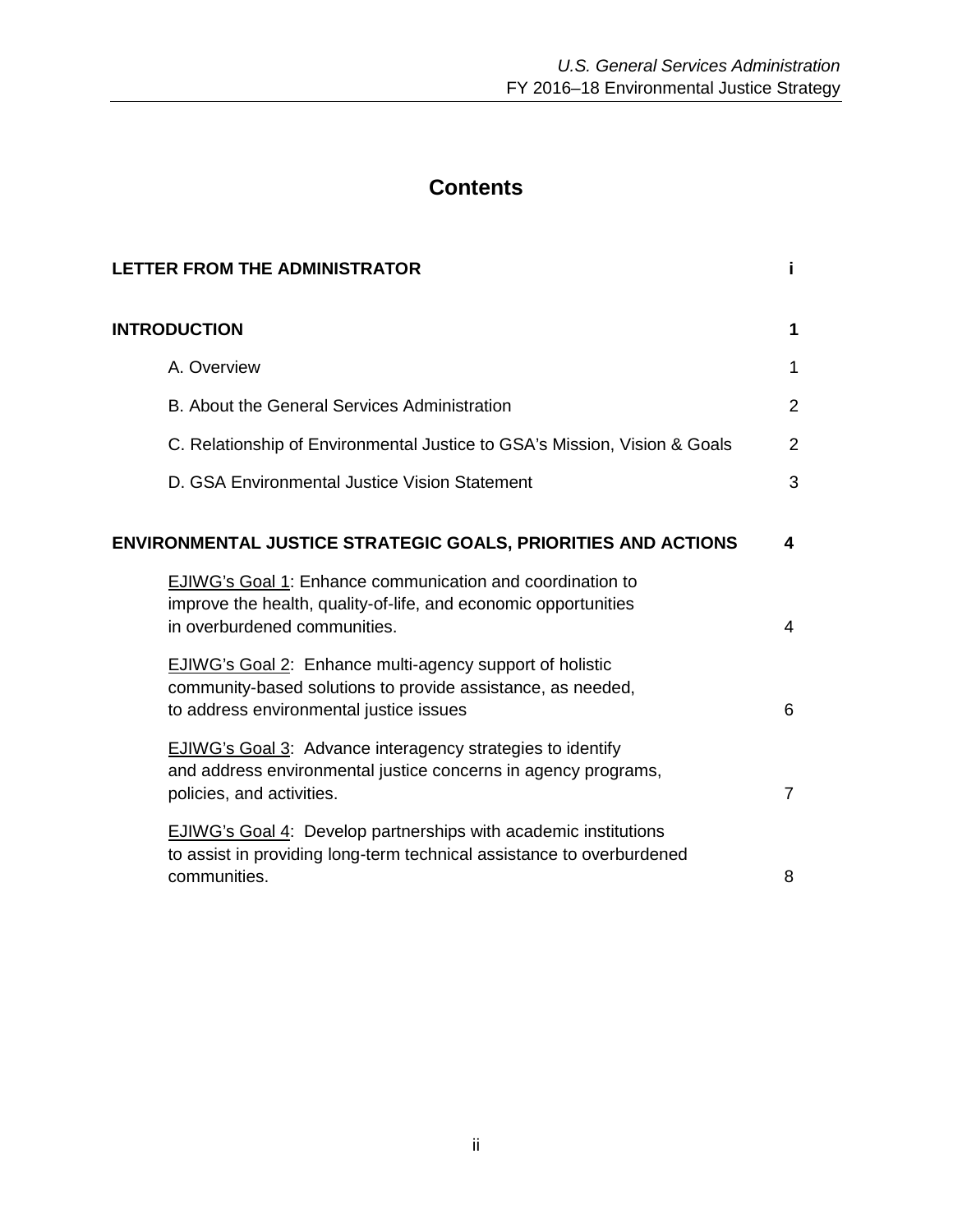# Contents

| | |
|---|---|
| **LETTER FROM THE ADMINISTRATOR** | **i** |
| **INTRODUCTION** | **1** |
| A. Overview | 1 |
| B. About the General Services Administration | 2 |
| C. Relationship of Environmental Justice to GSA's Mission, Vision & Goals | 2 |
| D. GSA Environmental Justice Vision Statement | 3 |
| **ENVIRONMENTAL JUSTICE STRATEGIC GOALS, PRIORITIES AND ACTIONS** | **4** |
| EJIWG's Goal 1: Enhance communication and coordination to improve the health, quality-of-life, and economic opportunities in overburdened communities. | 4 |
| EJIWG's Goal 2: Enhance multi-agency support of holistic community-based solutions to provide assistance, as needed, to address environmental justice issues | 6 |
| EJIWG's Goal 3: Advance interagency strategies to identify and address environmental justice concerns in agency programs, policies, and activities. | 7 |
| EJIWG's Goal 4: Develop partnerships with academic institutions to assist in providing long-term technical assistance to overburdened communities. | 8 |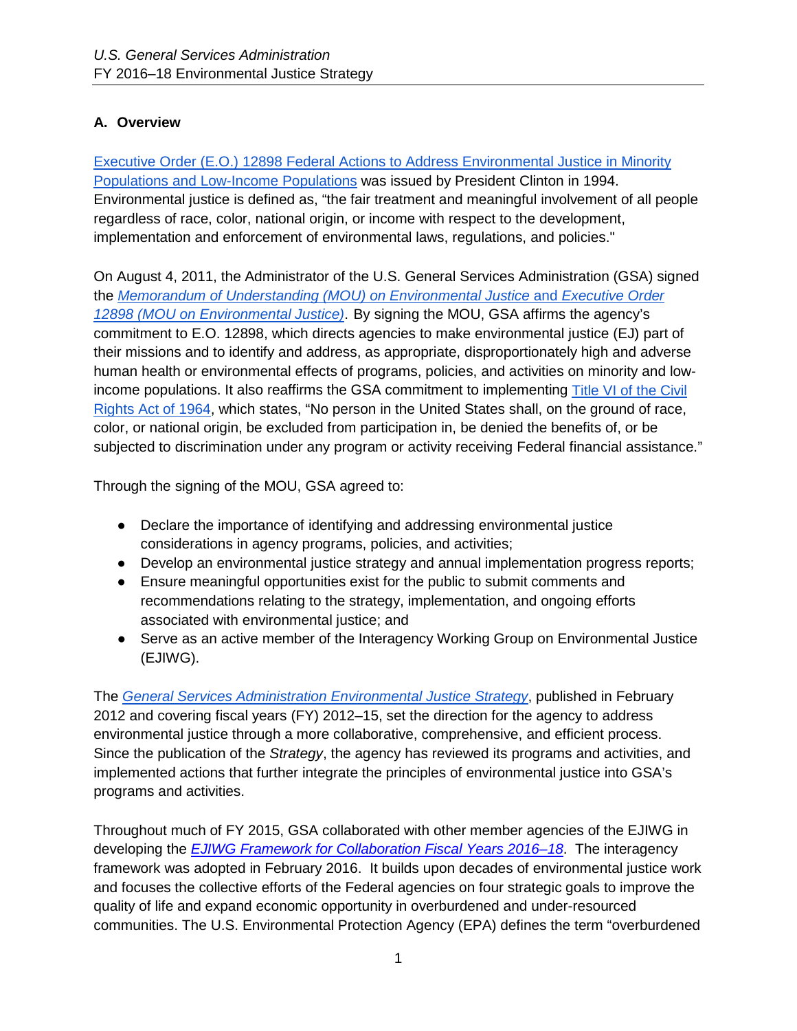## A. Overview

[Executive Order (E.O.) 12898 Federal Actions to Address Environmental Justice in Minority Populations and Low-Income Populations](#) was issued by President Clinton in 1994. Environmental justice is defined as, "the fair treatment and meaningful involvement of all people regardless of race, color, national origin, or income with respect to the development, implementation and enforcement of environmental laws, regulations, and policies."

On August 4, 2011, the Administrator of the U.S. General Services Administration (GSA) signed the *Memorandum of Understanding (MOU) on Environmental Justice and Executive Order 12898 (MOU on Environmental Justice)*. By signing the MOU, GSA affirms the agency's commitment to E.O. 12898, which directs agencies to make environmental justice (EJ) part of their missions and to identify and address, as appropriate, disproportionately high and adverse human health or environmental effects of programs, policies, and activities on minority and low-income populations. It also reaffirms the GSA commitment to implementing Title VI of the Civil Rights Act of 1964, which states, "No person in the United States shall, on the ground of race, color, or national origin, be excluded from participation in, be denied the benefits of, or be subjected to discrimination under any program or activity receiving Federal financial assistance."

Through the signing of the MOU, GSA agreed to:

- Declare the importance of identifying and addressing environmental justice considerations in agency programs, policies, and activities;
- Develop an environmental justice strategy and annual implementation progress reports;
- Ensure meaningful opportunities exist for the public to submit comments and recommendations relating to the strategy, implementation, and ongoing efforts associated with environmental justice; and
- Serve as an active member of the Interagency Working Group on Environmental Justice (EJIWG).

The *General Services Administration Environmental Justice Strategy*, published in February 2012 and covering fiscal years (FY) 2012–15, set the direction for the agency to address environmental justice through a more collaborative, comprehensive, and efficient process. Since the publication of the *Strategy*, the agency has reviewed its programs and activities, and implemented actions that further integrate the principles of environmental justice into GSA's programs and activities.

Throughout much of FY 2015, GSA collaborated with other member agencies of the EJIWG in developing the *EJIWG Framework for Collaboration Fiscal Years 2016–18*. The interagency framework was adopted in February 2016. It builds upon decades of environmental justice work and focuses the collective efforts of the Federal agencies on four strategic goals to improve the quality of life and expand economic opportunity in overburdened and under-resourced communities. The U.S. Environmental Protection Agency (EPA) defines the term "overburdened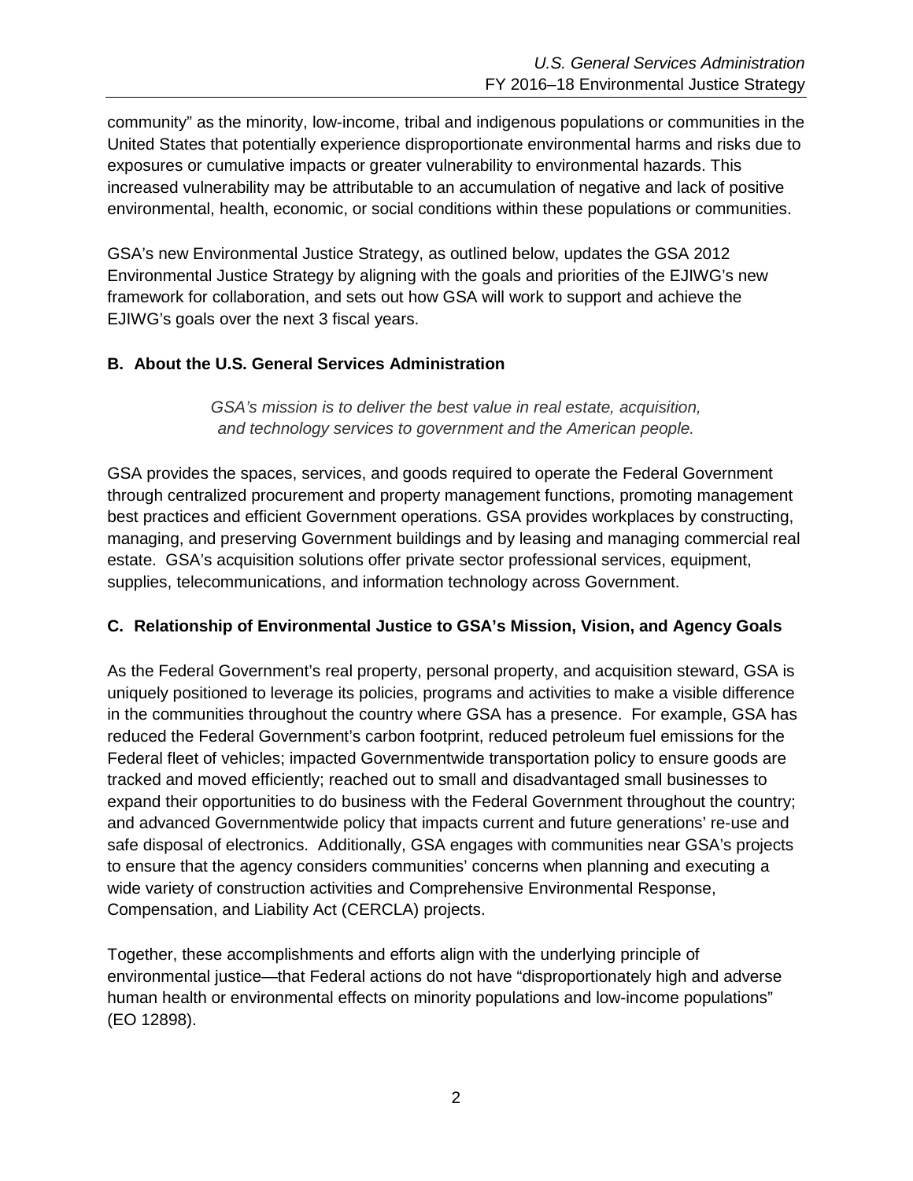community" as the minority, low-income, tribal and indigenous populations or communities in the United States that potentially experience disproportionate environmental harms and risks due to exposures or cumulative impacts or greater vulnerability to environmental hazards. This increased vulnerability may be attributable to an accumulation of negative and lack of positive environmental, health, economic, or social conditions within these populations or communities.

GSA's new Environmental Justice Strategy, as outlined below, updates the GSA 2012 Environmental Justice Strategy by aligning with the goals and priorities of the EJIWG's new framework for collaboration, and sets out how GSA will work to support and achieve the EJIWG's goals over the next 3 fiscal years.

### B. About the U.S. General Services Administration

*GSA's mission is to deliver the best value in real estate, acquisition, and technology services to government and the American people.*

GSA provides the spaces, services, and goods required to operate the Federal Government through centralized procurement and property management functions, promoting management best practices and efficient Government operations. GSA provides workplaces by constructing, managing, and preserving Government buildings and by leasing and managing commercial real estate. GSA's acquisition solutions offer private sector professional services, equipment, supplies, telecommunications, and information technology across Government.

### C. Relationship of Environmental Justice to GSA's Mission, Vision, and Agency Goals

As the Federal Government's real property, personal property, and acquisition steward, GSA is uniquely positioned to leverage its policies, programs and activities to make a visible difference in the communities throughout the country where GSA has a presence. For example, GSA has reduced the Federal Government's carbon footprint, reduced petroleum fuel emissions for the Federal fleet of vehicles; impacted Governmentwide transportation policy to ensure goods are tracked and moved efficiently; reached out to small and disadvantaged small businesses to expand their opportunities to do business with the Federal Government throughout the country; and advanced Governmentwide policy that impacts current and future generations' re-use and safe disposal of electronics. Additionally, GSA engages with communities near GSA's projects to ensure that the agency considers communities' concerns when planning and executing a wide variety of construction activities and Comprehensive Environmental Response, Compensation, and Liability Act (CERCLA) projects.

Together, these accomplishments and efforts align with the underlying principle of environmental justice—that Federal actions do not have "disproportionately high and adverse human health or environmental effects on minority populations and low-income populations" (EO 12898).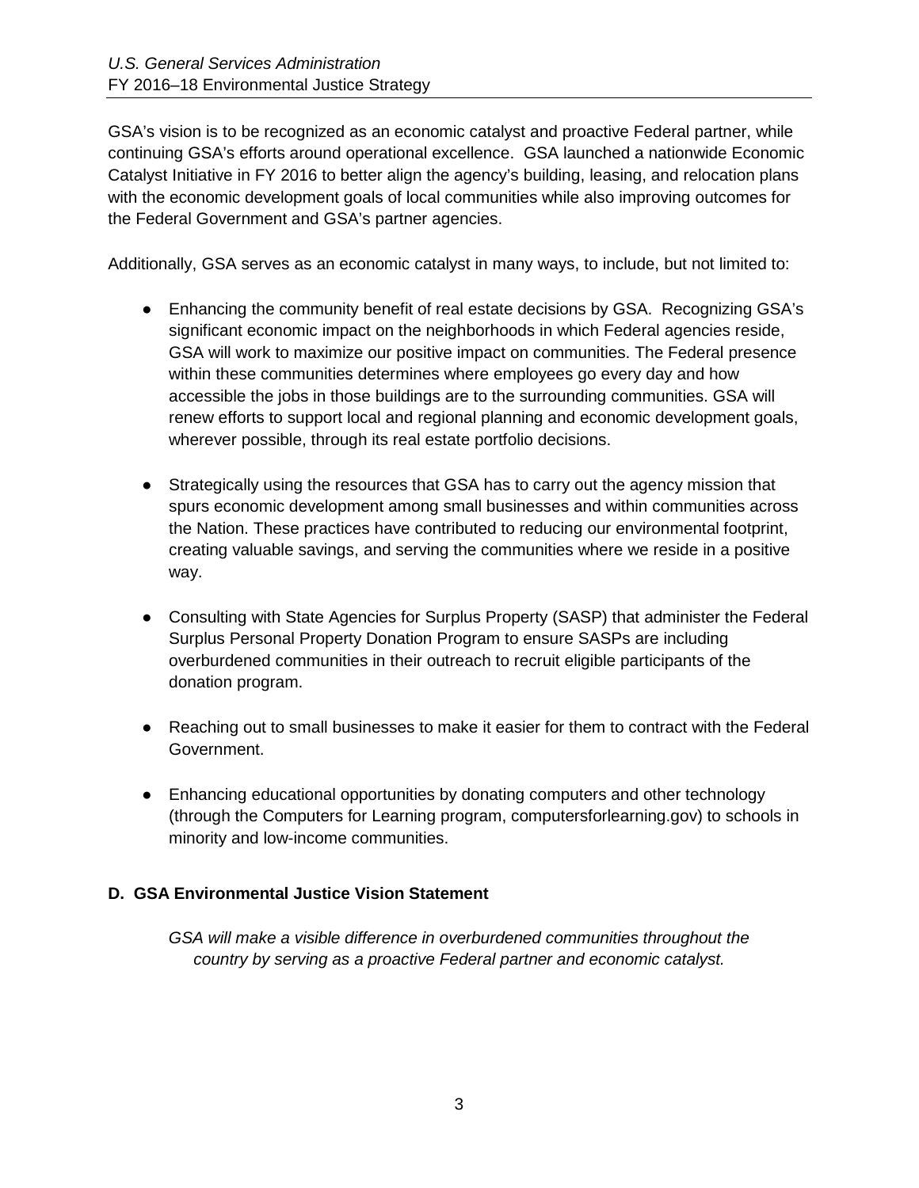GSA's vision is to be recognized as an economic catalyst and proactive Federal partner, while continuing GSA's efforts around operational excellence. GSA launched a nationwide Economic Catalyst Initiative in FY 2016 to better align the agency's building, leasing, and relocation plans with the economic development goals of local communities while also improving outcomes for the Federal Government and GSA's partner agencies.

Additionally, GSA serves as an economic catalyst in many ways, to include, but not limited to:

- Enhancing the community benefit of real estate decisions by GSA. Recognizing GSA's significant economic impact on the neighborhoods in which Federal agencies reside, GSA will work to maximize our positive impact on communities. The Federal presence within these communities determines where employees go every day and how accessible the jobs in those buildings are to the surrounding communities. GSA will renew efforts to support local and regional planning and economic development goals, wherever possible, through its real estate portfolio decisions.

- Strategically using the resources that GSA has to carry out the agency mission that spurs economic development among small businesses and within communities across the Nation. These practices have contributed to reducing our environmental footprint, creating valuable savings, and serving the communities where we reside in a positive way.

- Consulting with State Agencies for Surplus Property (SASP) that administer the Federal Surplus Personal Property Donation Program to ensure SASPs are including overburdened communities in their outreach to recruit eligible participants of the donation program.

- Reaching out to small businesses to make it easier for them to contract with the Federal Government.

- Enhancing educational opportunities by donating computers and other technology (through the Computers for Learning program, computersforlearning.gov) to schools in minority and low-income communities.

### D. GSA Environmental Justice Vision Statement

*GSA will make a visible difference in overburdened communities throughout the country by serving as a proactive Federal partner and economic catalyst.*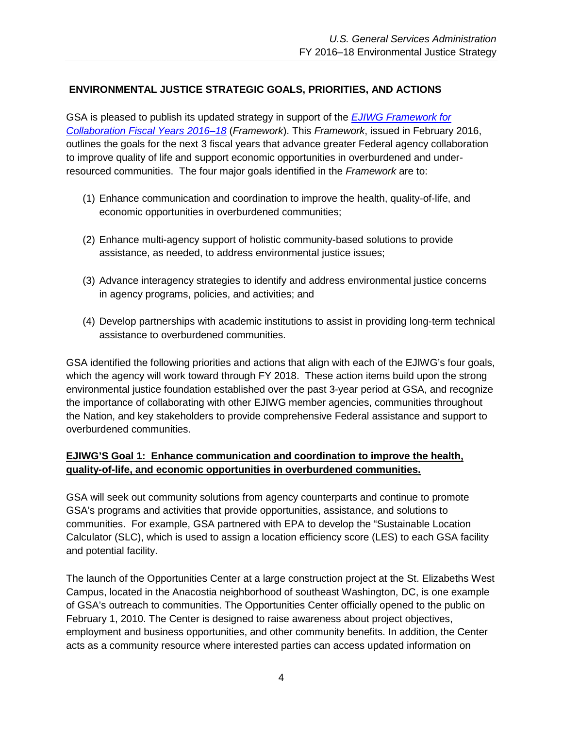## ENVIRONMENTAL JUSTICE STRATEGIC GOALS, PRIORITIES, AND ACTIONS

GSA is pleased to publish its updated strategy in support of the [*EJIWG Framework for Collaboration Fiscal Years 2016–18*]() (*Framework*). This *Framework*, issued in February 2016, outlines the goals for the next 3 fiscal years that advance greater Federal agency collaboration to improve quality of life and support economic opportunities in overburdened and under-resourced communities. The four major goals identified in the *Framework* are to:

(1) Enhance communication and coordination to improve the health, quality-of-life, and economic opportunities in overburdened communities;

(2) Enhance multi-agency support of holistic community-based solutions to provide assistance, as needed, to address environmental justice issues;

(3) Advance interagency strategies to identify and address environmental justice concerns in agency programs, policies, and activities; and

(4) Develop partnerships with academic institutions to assist in providing long-term technical assistance to overburdened communities.

GSA identified the following priorities and actions that align with each of the EJIWG's four goals, which the agency will work toward through FY 2018. These action items build upon the strong environmental justice foundation established over the past 3-year period at GSA, and recognize the importance of collaborating with other EJIWG member agencies, communities throughout the Nation, and key stakeholders to provide comprehensive Federal assistance and support to overburdened communities.

### EJIWG'S Goal 1: Enhance communication and coordination to improve the health, quality-of-life, and economic opportunities in overburdened communities.

GSA will seek out community solutions from agency counterparts and continue to promote GSA's programs and activities that provide opportunities, assistance, and solutions to communities. For example, GSA partnered with EPA to develop the "Sustainable Location Calculator (SLC), which is used to assign a location efficiency score (LES) to each GSA facility and potential facility.

The launch of the Opportunities Center at a large construction project at the St. Elizabeths West Campus, located in the Anacostia neighborhood of southeast Washington, DC, is one example of GSA's outreach to communities. The Opportunities Center officially opened to the public on February 1, 2010. The Center is designed to raise awareness about project objectives, employment and business opportunities, and other community benefits. In addition, the Center acts as a community resource where interested parties can access updated information on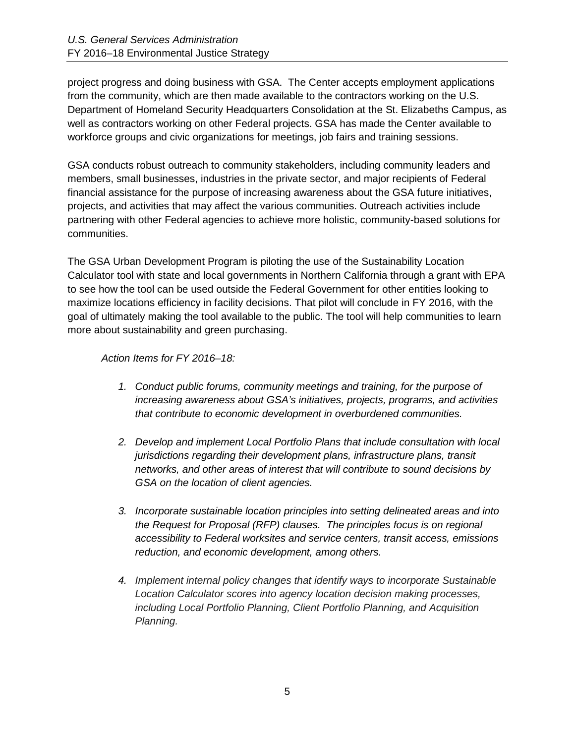project progress and doing business with GSA. The Center accepts employment applications from the community, which are then made available to the contractors working on the U.S. Department of Homeland Security Headquarters Consolidation at the St. Elizabeths Campus, as well as contractors working on other Federal projects. GSA has made the Center available to workforce groups and civic organizations for meetings, job fairs and training sessions.

GSA conducts robust outreach to community stakeholders, including community leaders and members, small businesses, industries in the private sector, and major recipients of Federal financial assistance for the purpose of increasing awareness about the GSA future initiatives, projects, and activities that may affect the various communities. Outreach activities include partnering with other Federal agencies to achieve more holistic, community-based solutions for communities.

The GSA Urban Development Program is piloting the use of the Sustainability Location Calculator tool with state and local governments in Northern California through a grant with EPA to see how the tool can be used outside the Federal Government for other entities looking to maximize locations efficiency in facility decisions. That pilot will conclude in FY 2016, with the goal of ultimately making the tool available to the public. The tool will help communities to learn more about sustainability and green purchasing.

*Action Items for FY 2016–18:*

1. *Conduct public forums, community meetings and training, for the purpose of increasing awareness about GSA's initiatives, projects, programs, and activities that contribute to economic development in overburdened communities.*
2. *Develop and implement Local Portfolio Plans that include consultation with local jurisdictions regarding their development plans, infrastructure plans, transit networks, and other areas of interest that will contribute to sound decisions by GSA on the location of client agencies.*
3. *Incorporate sustainable location principles into setting delineated areas and into the Request for Proposal (RFP) clauses. The principles focus is on regional accessibility to Federal worksites and service centers, transit access, emissions reduction, and economic development, among others.*
4. *Implement internal policy changes that identify ways to incorporate Sustainable Location Calculator scores into agency location decision making processes, including Local Portfolio Planning, Client Portfolio Planning, and Acquisition Planning.*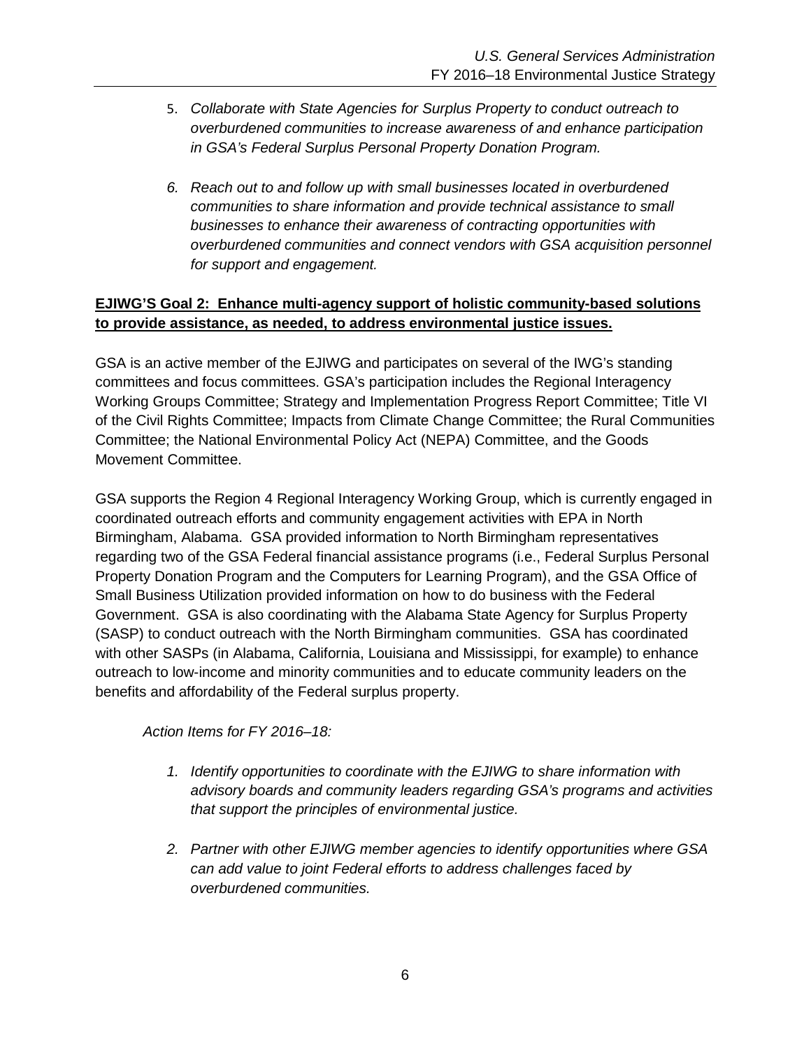5. *Collaborate with State Agencies for Surplus Property to conduct outreach to overburdened communities to increase awareness of and enhance participation in GSA's Federal Surplus Personal Property Donation Program.*

6. *Reach out to and follow up with small businesses located in overburdened communities to share information and provide technical assistance to small businesses to enhance their awareness of contracting opportunities with overburdened communities and connect vendors with GSA acquisition personnel for support and engagement.*

**EJIWG'S Goal 2: Enhance multi-agency support of holistic community-based solutions to provide assistance, as needed, to address environmental justice issues.**

GSA is an active member of the EJIWG and participates on several of the IWG's standing committees and focus committees. GSA's participation includes the Regional Interagency Working Groups Committee; Strategy and Implementation Progress Report Committee; Title VI of the Civil Rights Committee; Impacts from Climate Change Committee; the Rural Communities Committee; the National Environmental Policy Act (NEPA) Committee, and the Goods Movement Committee.

GSA supports the Region 4 Regional Interagency Working Group, which is currently engaged in coordinated outreach efforts and community engagement activities with EPA in North Birmingham, Alabama. GSA provided information to North Birmingham representatives regarding two of the GSA Federal financial assistance programs (i.e., Federal Surplus Personal Property Donation Program and the Computers for Learning Program), and the GSA Office of Small Business Utilization provided information on how to do business with the Federal Government. GSA is also coordinating with the Alabama State Agency for Surplus Property (SASP) to conduct outreach with the North Birmingham communities. GSA has coordinated with other SASPs (in Alabama, California, Louisiana and Mississippi, for example) to enhance outreach to low-income and minority communities and to educate community leaders on the benefits and affordability of the Federal surplus property.

*Action Items for FY 2016–18:*

1. *Identify opportunities to coordinate with the EJIWG to share information with advisory boards and community leaders regarding GSA's programs and activities that support the principles of environmental justice.*

2. *Partner with other EJIWG member agencies to identify opportunities where GSA can add value to joint Federal efforts to address challenges faced by overburdened communities.*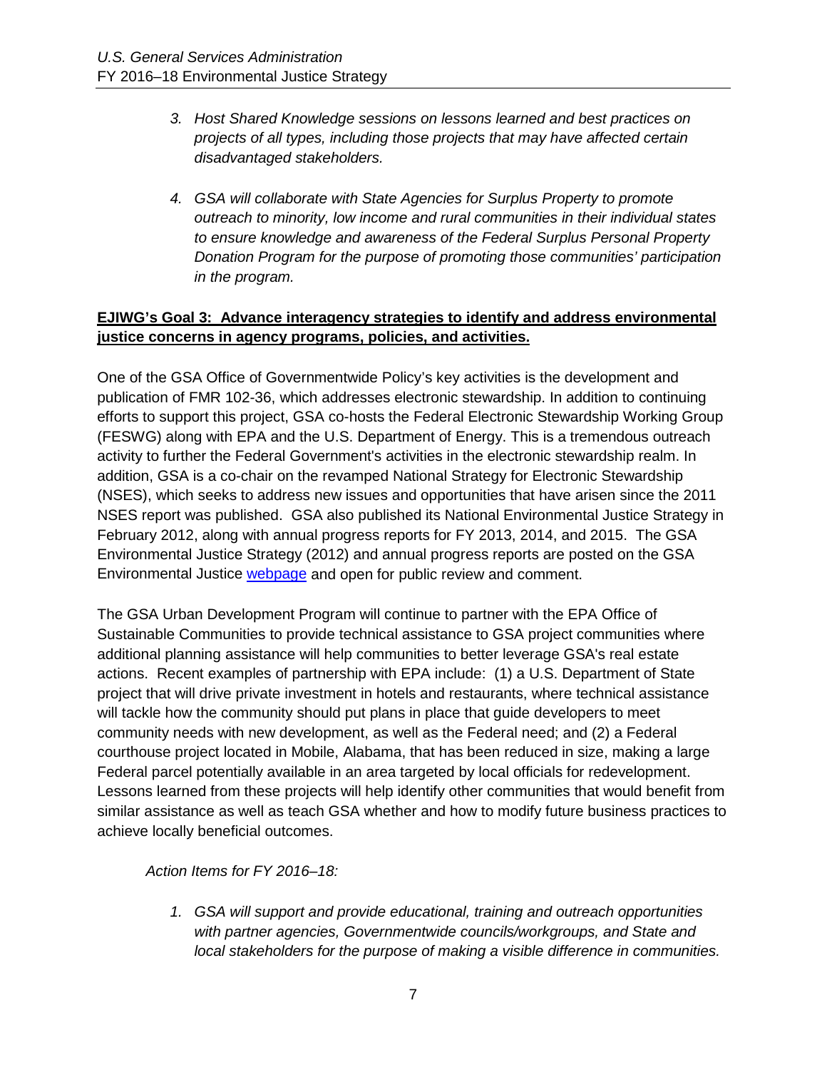3. *Host Shared Knowledge sessions on lessons learned and best practices on projects of all types, including those projects that may have affected certain disadvantaged stakeholders.*

4. *GSA will collaborate with State Agencies for Surplus Property to promote outreach to minority, low income and rural communities in their individual states to ensure knowledge and awareness of the Federal Surplus Personal Property Donation Program for the purpose of promoting those communities' participation in the program.*

**EJIWG's Goal 3: Advance interagency strategies to identify and address environmental justice concerns in agency programs, policies, and activities.**

One of the GSA Office of Governmentwide Policy's key activities is the development and publication of FMR 102-36, which addresses electronic stewardship. In addition to continuing efforts to support this project, GSA co-hosts the Federal Electronic Stewardship Working Group (FESWG) along with EPA and the U.S. Department of Energy. This is a tremendous outreach activity to further the Federal Government's activities in the electronic stewardship realm. In addition, GSA is a co-chair on the revamped National Strategy for Electronic Stewardship (NSES), which seeks to address new issues and opportunities that have arisen since the 2011 NSES report was published. GSA also published its National Environmental Justice Strategy in February 2012, along with annual progress reports for FY 2013, 2014, and 2015. The GSA Environmental Justice Strategy (2012) and annual progress reports are posted on the GSA Environmental Justice webpage and open for public review and comment.

The GSA Urban Development Program will continue to partner with the EPA Office of Sustainable Communities to provide technical assistance to GSA project communities where additional planning assistance will help communities to better leverage GSA's real estate actions. Recent examples of partnership with EPA include: (1) a U.S. Department of State project that will drive private investment in hotels and restaurants, where technical assistance will tackle how the community should put plans in place that guide developers to meet community needs with new development, as well as the Federal need; and (2) a Federal courthouse project located in Mobile, Alabama, that has been reduced in size, making a large Federal parcel potentially available in an area targeted by local officials for redevelopment. Lessons learned from these projects will help identify other communities that would benefit from similar assistance as well as teach GSA whether and how to modify future business practices to achieve locally beneficial outcomes.

*Action Items for FY 2016–18:*

1. *GSA will support and provide educational, training and outreach opportunities with partner agencies, Governmentwide councils/workgroups, and State and local stakeholders for the purpose of making a visible difference in communities.*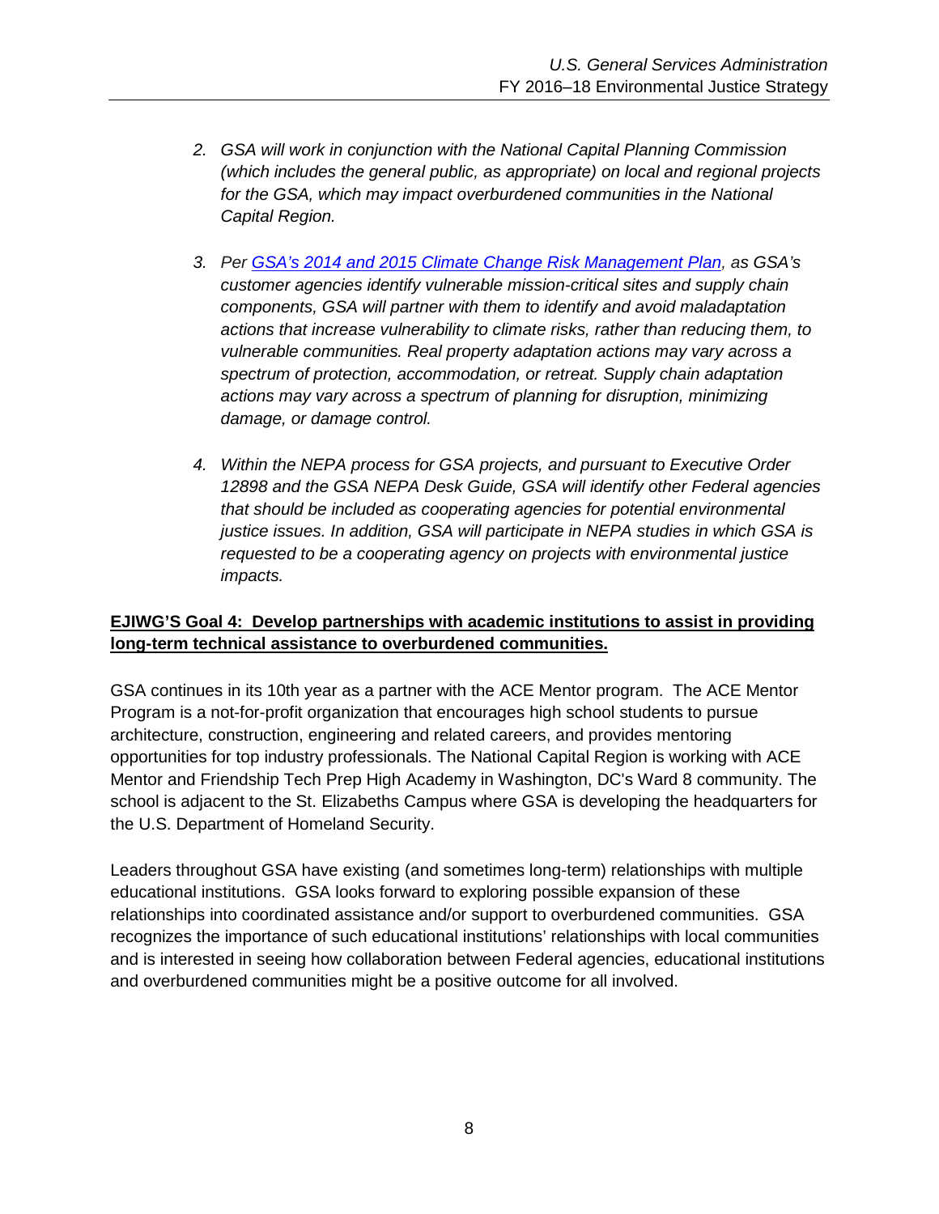2. *GSA will work in conjunction with the National Capital Planning Commission (which includes the general public, as appropriate) on local and regional projects for the GSA, which may impact overburdened communities in the National Capital Region.*

3. *Per [GSA's 2014 and 2015 Climate Change Risk Management Plan](), as GSA's customer agencies identify vulnerable mission-critical sites and supply chain components, GSA will partner with them to identify and avoid maladaptation actions that increase vulnerability to climate risks, rather than reducing them, to vulnerable communities. Real property adaptation actions may vary across a spectrum of protection, accommodation, or retreat. Supply chain adaptation actions may vary across a spectrum of planning for disruption, minimizing damage, or damage control.*

4. *Within the NEPA process for GSA projects, and pursuant to Executive Order 12898 and the GSA NEPA Desk Guide, GSA will identify other Federal agencies that should be included as cooperating agencies for potential environmental justice issues. In addition, GSA will participate in NEPA studies in which GSA is requested to be a cooperating agency on projects with environmental justice impacts.*

**EJIWG'S Goal 4: Develop partnerships with academic institutions to assist in providing long-term technical assistance to overburdened communities.**

GSA continues in its 10th year as a partner with the ACE Mentor program. The ACE Mentor Program is a not-for-profit organization that encourages high school students to pursue architecture, construction, engineering and related careers, and provides mentoring opportunities for top industry professionals. The National Capital Region is working with ACE Mentor and Friendship Tech Prep High Academy in Washington, DC's Ward 8 community. The school is adjacent to the St. Elizabeths Campus where GSA is developing the headquarters for the U.S. Department of Homeland Security.

Leaders throughout GSA have existing (and sometimes long-term) relationships with multiple educational institutions. GSA looks forward to exploring possible expansion of these relationships into coordinated assistance and/or support to overburdened communities. GSA recognizes the importance of such educational institutions' relationships with local communities and is interested in seeing how collaboration between Federal agencies, educational institutions and overburdened communities might be a positive outcome for all involved.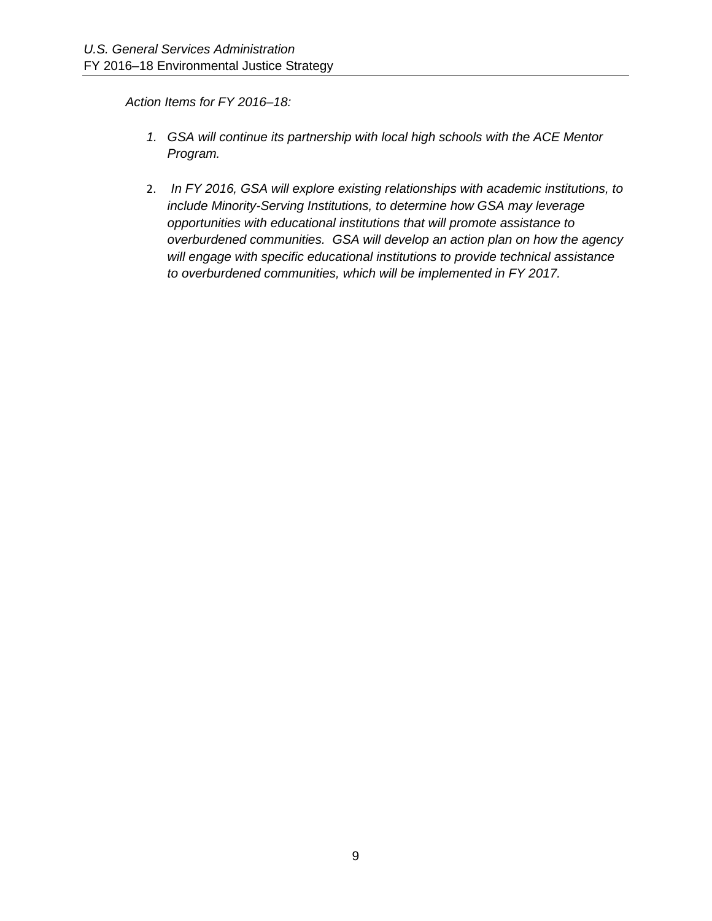*Action Items for FY 2016–18:*

1. *GSA will continue its partnership with local high schools with the ACE Mentor Program.*

2. *In FY 2016, GSA will explore existing relationships with academic institutions, to include Minority-Serving Institutions, to determine how GSA may leverage opportunities with educational institutions that will promote assistance to overburdened communities. GSA will develop an action plan on how the agency will engage with specific educational institutions to provide technical assistance to overburdened communities, which will be implemented in FY 2017.*